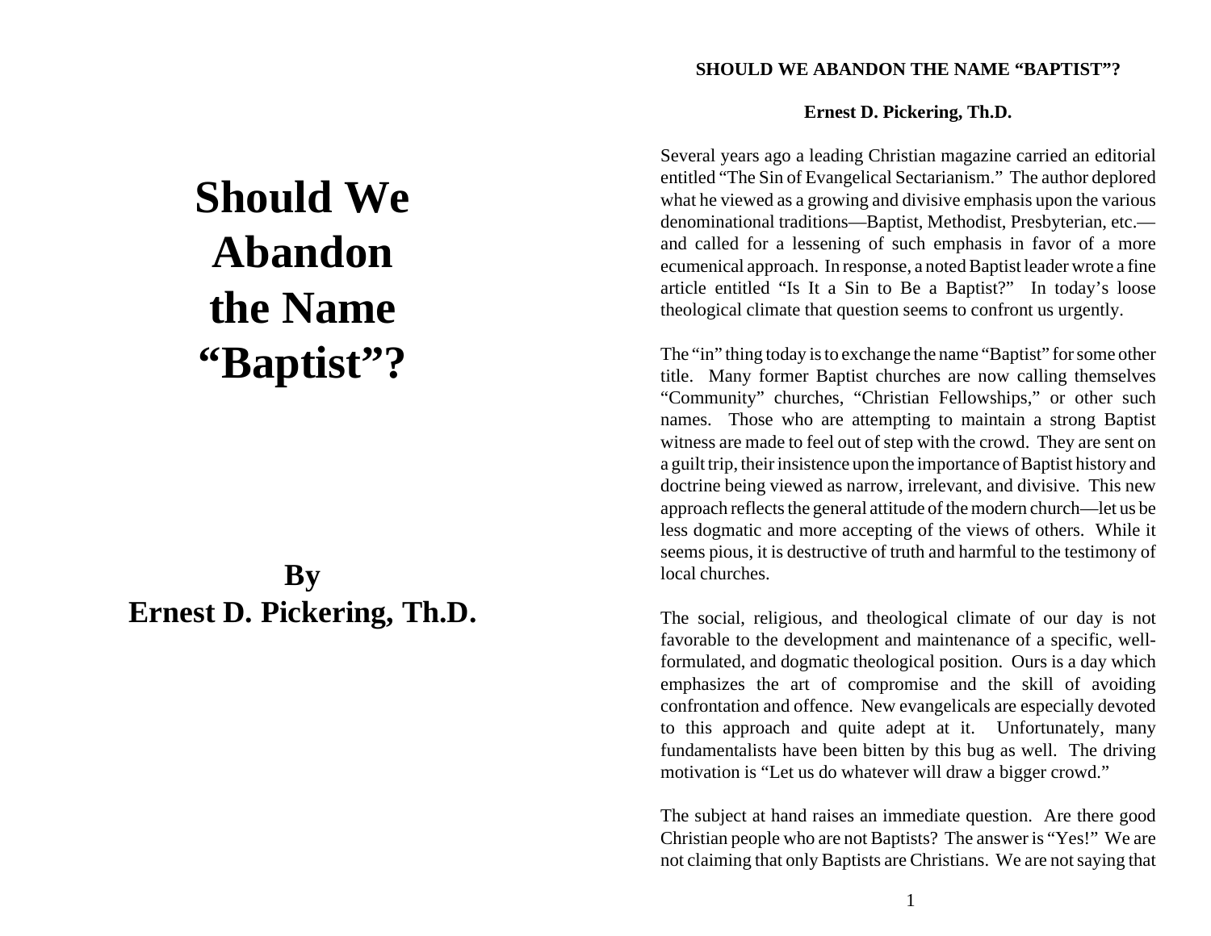# Should We Abandon the Name "Baptist"?

**By**
**Ernest D. Pickering, Th.D.**

## SHOULD WE ABANDON THE NAME "BAPTIST"?

**Ernest D. Pickering, Th.D.**

Several years ago a leading Christian magazine carried an editorial entitled "The Sin of Evangelical Sectarianism." The author deplored what he viewed as a growing and divisive emphasis upon the various denominational traditions—Baptist, Methodist, Presbyterian, etc.—and called for a lessening of such emphasis in favor of a more ecumenical approach. In response, a noted Baptist leader wrote a fine article entitled "Is It a Sin to Be a Baptist?" In today's loose theological climate that question seems to confront us urgently.

The "in" thing today is to exchange the name "Baptist" for some other title. Many former Baptist churches are now calling themselves "Community" churches, "Christian Fellowships," or other such names. Those who are attempting to maintain a strong Baptist witness are made to feel out of step with the crowd. They are sent on a guilt trip, their insistence upon the importance of Baptist history and doctrine being viewed as narrow, irrelevant, and divisive. This new approach reflects the general attitude of the modern church—let us be less dogmatic and more accepting of the views of others. While it seems pious, it is destructive of truth and harmful to the testimony of local churches.

The social, religious, and theological climate of our day is not favorable to the development and maintenance of a specific, well-formulated, and dogmatic theological position. Ours is a day which emphasizes the art of compromise and the skill of avoiding confrontation and offence. New evangelicals are especially devoted to this approach and quite adept at it. Unfortunately, many fundamentalists have been bitten by this bug as well. The driving motivation is "Let us do whatever will draw a bigger crowd."

The subject at hand raises an immediate question. Are there good Christian people who are not Baptists? The answer is "Yes!" We are not claiming that only Baptists are Christians. We are not saying that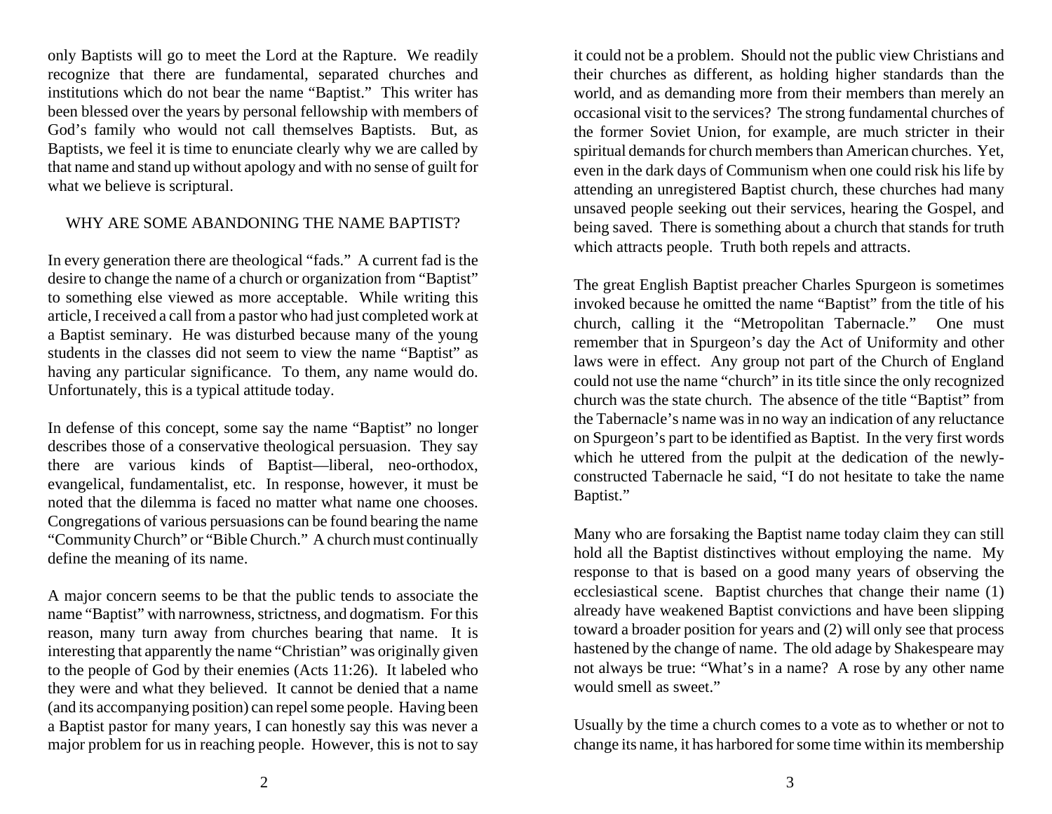only Baptists will go to meet the Lord at the Rapture. We readily recognize that there are fundamental, separated churches and institutions which do not bear the name "Baptist." This writer has been blessed over the years by personal fellowship with members of God's family who would not call themselves Baptists. But, as Baptists, we feel it is time to enunciate clearly why we are called by that name and stand up without apology and with no sense of guilt for what we believe is scriptural.

## WHY ARE SOME ABANDONING THE NAME BAPTIST?

In every generation there are theological "fads." A current fad is the desire to change the name of a church or organization from "Baptist" to something else viewed as more acceptable. While writing this article, I received a call from a pastor who had just completed work at a Baptist seminary. He was disturbed because many of the young students in the classes did not seem to view the name "Baptist" as having any particular significance. To them, any name would do. Unfortunately, this is a typical attitude today.

In defense of this concept, some say the name "Baptist" no longer describes those of a conservative theological persuasion. They say there are various kinds of Baptist—liberal, neo-orthodox, evangelical, fundamentalist, etc. In response, however, it must be noted that the dilemma is faced no matter what name one chooses. Congregations of various persuasions can be found bearing the name "Community Church" or "Bible Church." A church must continually define the meaning of its name.

A major concern seems to be that the public tends to associate the name "Baptist" with narrowness, strictness, and dogmatism. For this reason, many turn away from churches bearing that name. It is interesting that apparently the name "Christian" was originally given to the people of God by their enemies (Acts 11:26). It labeled who they were and what they believed. It cannot be denied that a name (and its accompanying position) can repel some people. Having been a Baptist pastor for many years, I can honestly say this was never a major problem for us in reaching people. However, this is not to say it could not be a problem. Should not the public view Christians and their churches as different, as holding higher standards than the world, and as demanding more from their members than merely an occasional visit to the services? The strong fundamental churches of the former Soviet Union, for example, are much stricter in their spiritual demands for church members than American churches. Yet, even in the dark days of Communism when one could risk his life by attending an unregistered Baptist church, these churches had many unsaved people seeking out their services, hearing the Gospel, and being saved. There is something about a church that stands for truth which attracts people. Truth both repels and attracts.

The great English Baptist preacher Charles Spurgeon is sometimes invoked because he omitted the name "Baptist" from the title of his church, calling it the "Metropolitan Tabernacle." One must remember that in Spurgeon's day the Act of Uniformity and other laws were in effect. Any group not part of the Church of England could not use the name "church" in its title since the only recognized church was the state church. The absence of the title "Baptist" from the Tabernacle's name was in no way an indication of any reluctance on Spurgeon's part to be identified as Baptist. In the very first words which he uttered from the pulpit at the dedication of the newly-constructed Tabernacle he said, "I do not hesitate to take the name Baptist."

Many who are forsaking the Baptist name today claim they can still hold all the Baptist distinctives without employing the name. My response to that is based on a good many years of observing the ecclesiastical scene. Baptist churches that change their name (1) already have weakened Baptist convictions and have been slipping toward a broader position for years and (2) will only see that process hastened by the change of name. The old adage by Shakespeare may not always be true: "What's in a name? A rose by any other name would smell as sweet."

Usually by the time a church comes to a vote as to whether or not to change its name, it has harbored for some time within its membership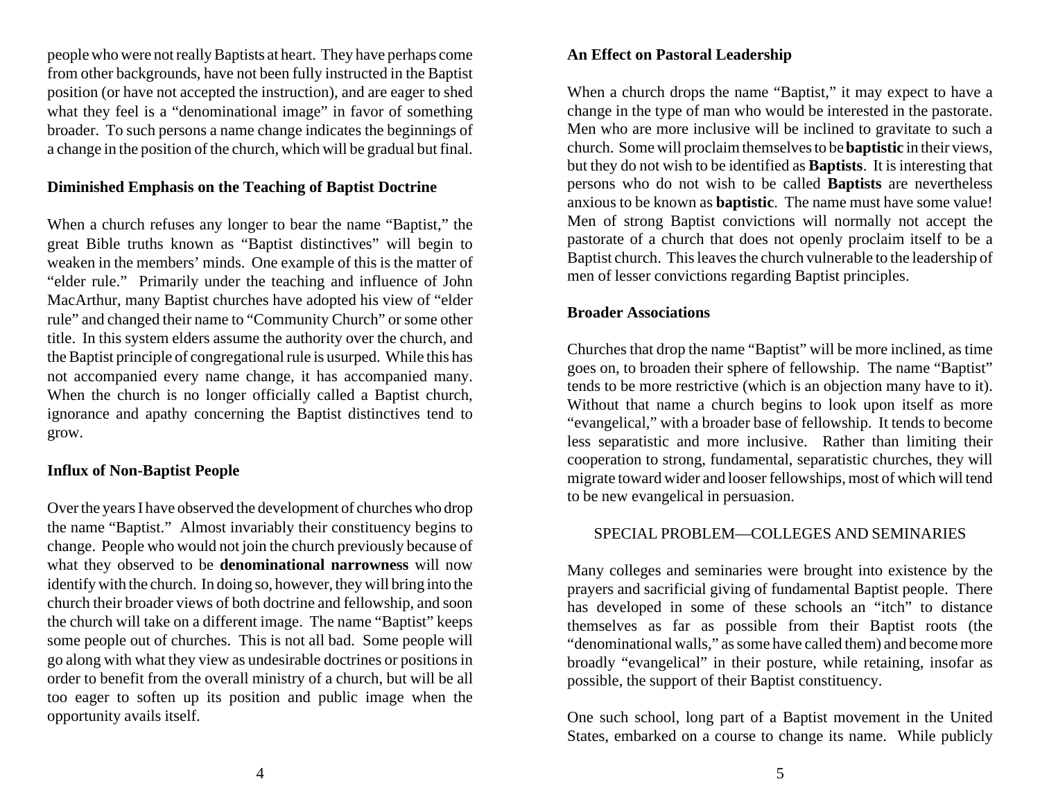people who were not really Baptists at heart. They have perhaps come from other backgrounds, have not been fully instructed in the Baptist position (or have not accepted the instruction), and are eager to shed what they feel is a "denominational image" in favor of something broader. To such persons a name change indicates the beginnings of a change in the position of the church, which will be gradual but final.

### Diminished Emphasis on the Teaching of Baptist Doctrine

When a church refuses any longer to bear the name "Baptist," the great Bible truths known as "Baptist distinctives" will begin to weaken in the members' minds. One example of this is the matter of "elder rule." Primarily under the teaching and influence of John MacArthur, many Baptist churches have adopted his view of "elder rule" and changed their name to "Community Church" or some other title. In this system elders assume the authority over the church, and the Baptist principle of congregational rule is usurped. While this has not accompanied every name change, it has accompanied many. When the church is no longer officially called a Baptist church, ignorance and apathy concerning the Baptist distinctives tend to grow.

### Influx of Non-Baptist People

Over the years I have observed the development of churches who drop the name "Baptist." Almost invariably their constituency begins to change. People who would not join the church previously because of what they observed to be **denominational narrowness** will now identify with the church. In doing so, however, they will bring into the church their broader views of both doctrine and fellowship, and soon the church will take on a different image. The name "Baptist" keeps some people out of churches. This is not all bad. Some people will go along with what they view as undesirable doctrines or positions in order to benefit from the overall ministry of a church, but will be all too eager to soften up its position and public image when the opportunity avails itself.

### An Effect on Pastoral Leadership

When a church drops the name "Baptist," it may expect to have a change in the type of man who would be interested in the pastorate. Men who are more inclusive will be inclined to gravitate to such a church. Some will proclaim themselves to be **baptistic** in their views, but they do not wish to be identified as **Baptists**. It is interesting that persons who do not wish to be called **Baptists** are nevertheless anxious to be known as **baptistic**. The name must have some value! Men of strong Baptist convictions will normally not accept the pastorate of a church that does not openly proclaim itself to be a Baptist church. This leaves the church vulnerable to the leadership of men of lesser convictions regarding Baptist principles.

### Broader Associations

Churches that drop the name "Baptist" will be more inclined, as time goes on, to broaden their sphere of fellowship. The name "Baptist" tends to be more restrictive (which is an objection many have to it). Without that name a church begins to look upon itself as more "evangelical," with a broader base of fellowship. It tends to become less separatistic and more inclusive. Rather than limiting their cooperation to strong, fundamental, separatistic churches, they will migrate toward wider and looser fellowships, most of which will tend to be new evangelical in persuasion.

## SPECIAL PROBLEM—COLLEGES AND SEMINARIES

Many colleges and seminaries were brought into existence by the prayers and sacrificial giving of fundamental Baptist people. There has developed in some of these schools an "itch" to distance themselves as far as possible from their Baptist roots (the "denominational walls," as some have called them) and become more broadly "evangelical" in their posture, while retaining, insofar as possible, the support of their Baptist constituency.

One such school, long part of a Baptist movement in the United States, embarked on a course to change its name. While publicly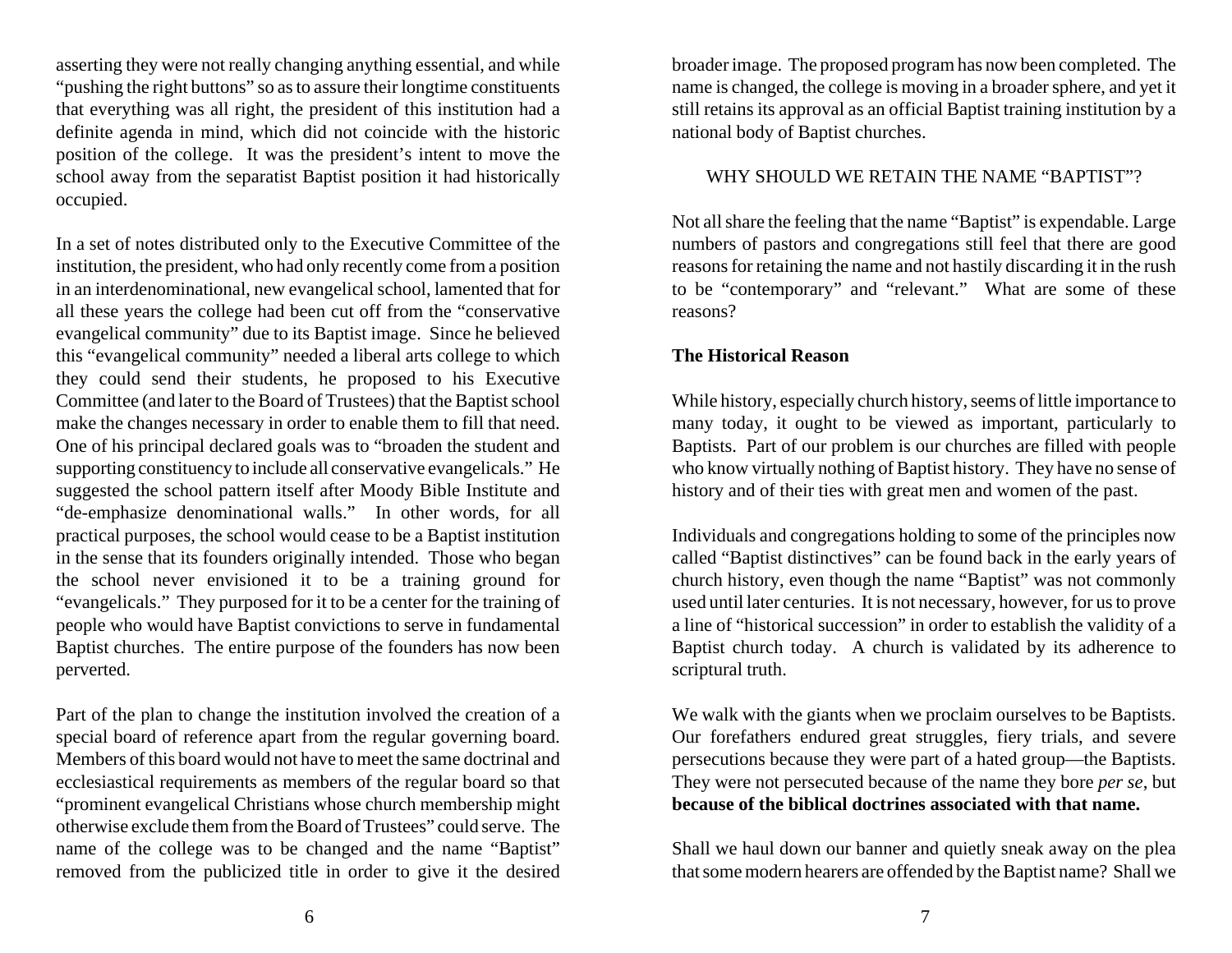asserting they were not really changing anything essential, and while "pushing the right buttons" so as to assure their longtime constituents that everything was all right, the president of this institution had a definite agenda in mind, which did not coincide with the historic position of the college. It was the president's intent to move the school away from the separatist Baptist position it had historically occupied.

In a set of notes distributed only to the Executive Committee of the institution, the president, who had only recently come from a position in an interdenominational, new evangelical school, lamented that for all these years the college had been cut off from the "conservative evangelical community" due to its Baptist image. Since he believed this "evangelical community" needed a liberal arts college to which they could send their students, he proposed to his Executive Committee (and later to the Board of Trustees) that the Baptist school make the changes necessary in order to enable them to fill that need. One of his principal declared goals was to "broaden the student and supporting constituency to include all conservative evangelicals." He suggested the school pattern itself after Moody Bible Institute and "de-emphasize denominational walls." In other words, for all practical purposes, the school would cease to be a Baptist institution in the sense that its founders originally intended. Those who began the school never envisioned it to be a training ground for "evangelicals." They purposed for it to be a center for the training of people who would have Baptist convictions to serve in fundamental Baptist churches. The entire purpose of the founders has now been perverted.

Part of the plan to change the institution involved the creation of a special board of reference apart from the regular governing board. Members of this board would not have to meet the same doctrinal and ecclesiastical requirements as members of the regular board so that "prominent evangelical Christians whose church membership might otherwise exclude them from the Board of Trustees" could serve. The name of the college was to be changed and the name "Baptist" removed from the publicized title in order to give it the desired broader image. The proposed program has now been completed. The name is changed, the college is moving in a broader sphere, and yet it still retains its approval as an official Baptist training institution by a national body of Baptist churches.

## WHY SHOULD WE RETAIN THE NAME "BAPTIST"?

Not all share the feeling that the name "Baptist" is expendable. Large numbers of pastors and congregations still feel that there are good reasons for retaining the name and not hastily discarding it in the rush to be "contemporary" and "relevant." What are some of these reasons?

### The Historical Reason

While history, especially church history, seems of little importance to many today, it ought to be viewed as important, particularly to Baptists. Part of our problem is our churches are filled with people who know virtually nothing of Baptist history. They have no sense of history and of their ties with great men and women of the past.

Individuals and congregations holding to some of the principles now called "Baptist distinctives" can be found back in the early years of church history, even though the name "Baptist" was not commonly used until later centuries. It is not necessary, however, for us to prove a line of "historical succession" in order to establish the validity of a Baptist church today. A church is validated by its adherence to scriptural truth.

We walk with the giants when we proclaim ourselves to be Baptists. Our forefathers endured great struggles, fiery trials, and severe persecutions because they were part of a hated group—the Baptists. They were not persecuted because of the name they bore *per se*, but **because of the biblical doctrines associated with that name.**

Shall we haul down our banner and quietly sneak away on the plea that some modern hearers are offended by the Baptist name? Shall we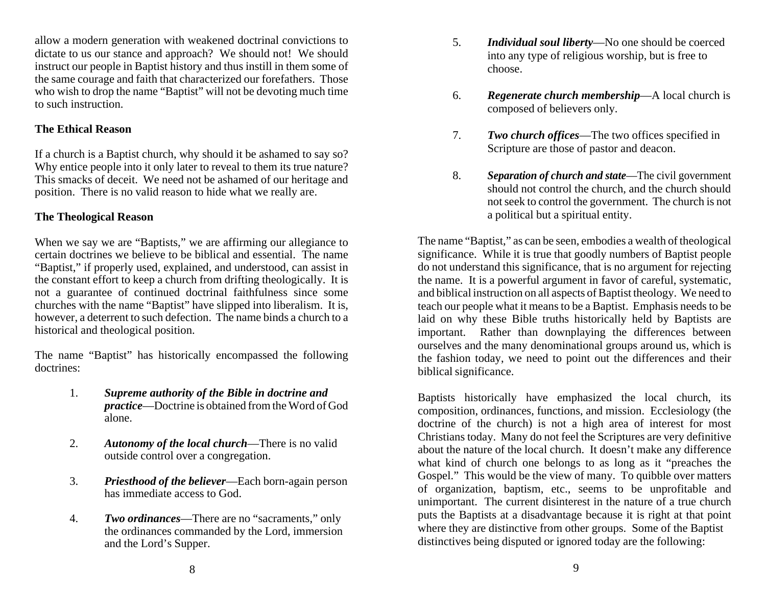allow a modern generation with weakened doctrinal convictions to dictate to us our stance and approach? We should not! We should instruct our people in Baptist history and thus instill in them some of the same courage and faith that characterized our forefathers. Those who wish to drop the name "Baptist" will not be devoting much time to such instruction.

**The Ethical Reason**

If a church is a Baptist church, why should it be ashamed to say so? Why entice people into it only later to reveal to them its true nature? This smacks of deceit. We need not be ashamed of our heritage and position. There is no valid reason to hide what we really are.

**The Theological Reason**

When we say we are "Baptists," we are affirming our allegiance to certain doctrines we believe to be biblical and essential. The name "Baptist," if properly used, explained, and understood, can assist in the constant effort to keep a church from drifting theologically. It is not a guarantee of continued doctrinal faithfulness since some churches with the name "Baptist" have slipped into liberalism. It is, however, a deterrent to such defection. The name binds a church to a historical and theological position.

The name "Baptist" has historically encompassed the following doctrines:

1. ***Supreme authority of the Bible in doctrine and practice***—Doctrine is obtained from the Word of God alone.
2. ***Autonomy of the local church***—There is no valid outside control over a congregation.
3. ***Priesthood of the believer***—Each born-again person has immediate access to God.
4. ***Two ordinances***—There are no "sacraments," only the ordinances commanded by the Lord, immersion and the Lord's Supper.
5. ***Individual soul liberty***—No one should be coerced into any type of religious worship, but is free to choose.
6. ***Regenerate church membership***—A local church is composed of believers only.
7. ***Two church offices***—The two offices specified in Scripture are those of pastor and deacon.
8. ***Separation of church and state***—The civil government should not control the church, and the church should not seek to control the government. The church is not a political but a spiritual entity.

The name "Baptist," as can be seen, embodies a wealth of theological significance. While it is true that goodly numbers of Baptist people do not understand this significance, that is no argument for rejecting the name. It is a powerful argument in favor of careful, systematic, and biblical instruction on all aspects of Baptist theology. We need to teach our people what it means to be a Baptist. Emphasis needs to be laid on why these Bible truths historically held by Baptists are important. Rather than downplaying the differences between ourselves and the many denominational groups around us, which is the fashion today, we need to point out the differences and their biblical significance.

Baptists historically have emphasized the local church, its composition, ordinances, functions, and mission. Ecclesiology (the doctrine of the church) is not a high area of interest for most Christians today. Many do not feel the Scriptures are very definitive about the nature of the local church. It doesn't make any difference what kind of church one belongs to as long as it "preaches the Gospel." This would be the view of many. To quibble over matters of organization, baptism, etc., seems to be unprofitable and unimportant. The current disinterest in the nature of a true church puts the Baptists at a disadvantage because it is right at that point where they are distinctive from other groups. Some of the Baptist distinctives being disputed or ignored today are the following: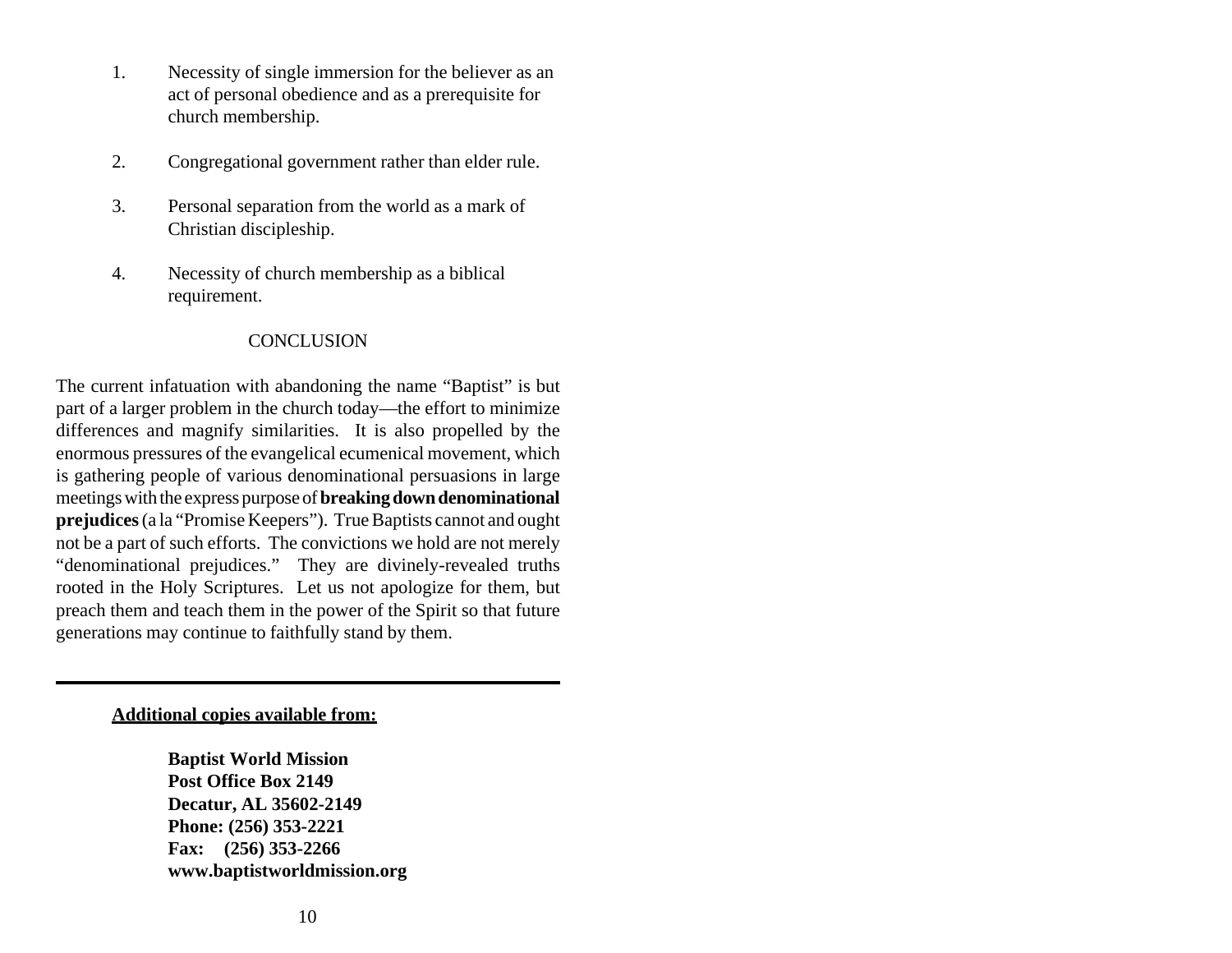1. Necessity of single immersion for the believer as an act of personal obedience and as a prerequisite for church membership.

2. Congregational government rather than elder rule.

3. Personal separation from the world as a mark of Christian discipleship.

4. Necessity of church membership as a biblical requirement.

## CONCLUSION

The current infatuation with abandoning the name "Baptist" is but part of a larger problem in the church today—the effort to minimize differences and magnify similarities. It is also propelled by the enormous pressures of the evangelical ecumenical movement, which is gathering people of various denominational persuasions in large meetings with the express purpose of **breaking down denominational prejudices** (a la "Promise Keepers"). True Baptists cannot and ought not be a part of such efforts. The convictions we hold are not merely "denominational prejudices." They are divinely-revealed truths rooted in the Holy Scriptures. Let us not apologize for them, but preach them and teach them in the power of the Spirit so that future generations may continue to faithfully stand by them.

---

**Additional copies available from:**

**Baptist World Mission**
**Post Office Box 2149**
**Decatur, AL 35602-2149**
**Phone: (256) 353-2221**
**Fax: (256) 353-2266**
**www.baptistworldmission.org**